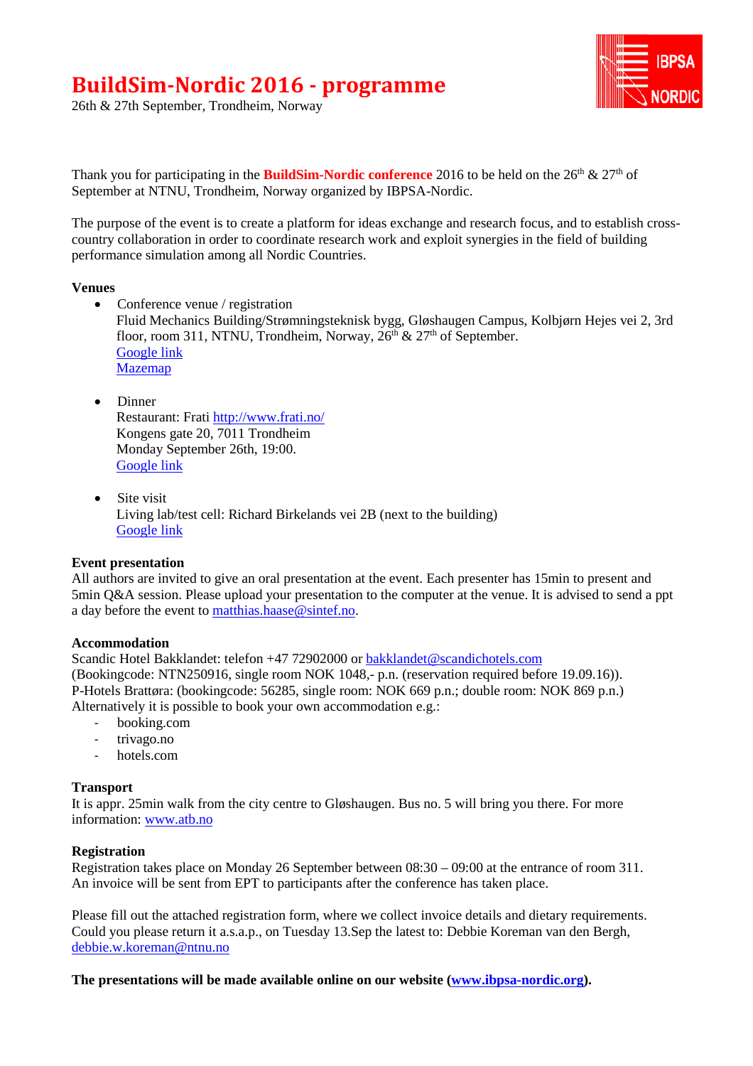# BuildSim-Nordic 2016 - programme

26th & 27th September, Trondheim, Norway

Thank you for participating in the **BuildSim-Nordic conference** 2016 to be held on the 26th & 27th of September at NTNU, Trondheim, Norway organized by IBPSA-Nordic.

The purpose of the event is to create a platform for ideas exchange and research focus, and to establish cross-country collaboration in order to coordinate research work and exploit synergies in the field of building performance simulation among all Nordic Countries.

**Venues**

- Conference venue / registration
  Fluid Mechanics Building/Strømningsteknisk bygg, Gløshaugen Campus, Kolbjørn Hejes vei 2, 3rd floor, room 311, NTNU, Trondheim, Norway, 26th & 27th of September.
  Google link
  Mazemap

- Dinner
  Restaurant: Frati http://www.frati.no/
  Kongens gate 20, 7011 Trondheim
  Monday September 26th, 19:00.
  Google link

- Site visit
  Living lab/test cell: Richard Birkelands vei 2B (next to the building)
  Google link

**Event presentation**

All authors are invited to give an oral presentation at the event. Each presenter has 15min to present and 5min Q&A session. Please upload your presentation to the computer at the venue. It is advised to send a ppt a day before the event to matthias.haase@sintef.no.

**Accommodation**

Scandic Hotel Bakklandet: telefon +47 72902000 or bakklandet@scandichotels.com
(Bookingcode: NTN250916, single room NOK 1048,- p.n. (reservation required before 19.09.16)).
P-Hotels Brattøra: (bookingcode: 56285, single room: NOK 669 p.n.; double room: NOK 869 p.n.)
Alternatively it is possible to book your own accommodation e.g.:

- booking.com
- trivago.no
- hotels.com

**Transport**

It is appr. 25min walk from the city centre to Gløshaugen. Bus no. 5 will bring you there. For more information: www.atb.no

**Registration**

Registration takes place on Monday 26 September between 08:30 – 09:00 at the entrance of room 311.
An invoice will be sent from EPT to participants after the conference has taken place.

Please fill out the attached registration form, where we collect invoice details and dietary requirements. Could you please return it a.s.a.p., on Tuesday 13.Sep the latest to: Debbie Koreman van den Bergh, debbie.w.koreman@ntnu.no

**The presentations will be made available online on our website (www.ibpsa-nordic.org).**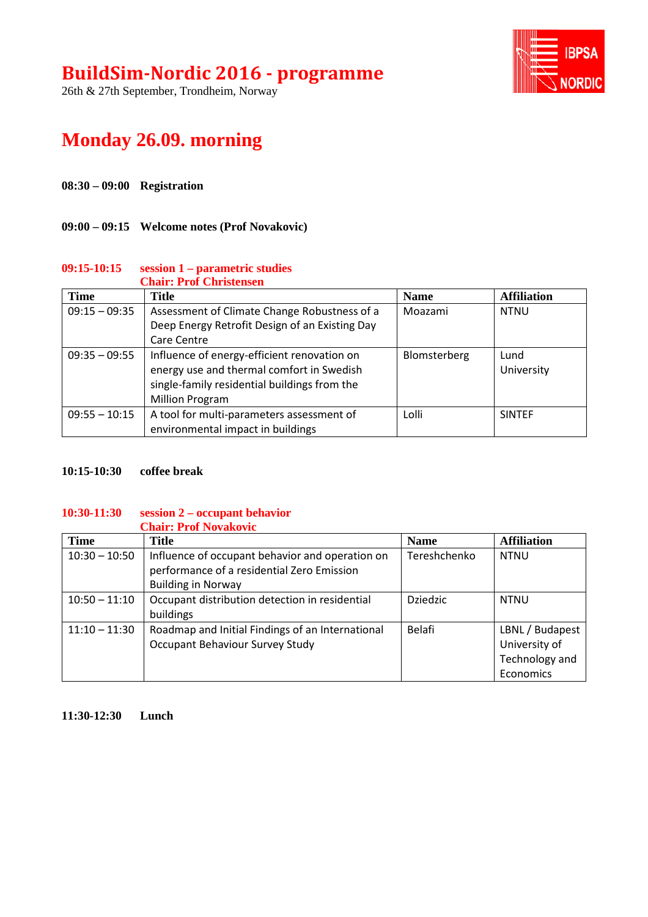# BuildSim-Nordic 2016 - programme

26th & 27th September, Trondheim, Norway

## Monday 26.09. morning

**08:30 – 09:00 Registration**

**09:00 – 09:15 Welcome notes (Prof Novakovic)**

### 09:15-10:15 session 1 – parametric studies

**Chair: Prof Christensen**

| Time | Title | Name | Affiliation |
|---|---|---|---|
| 09:15 – 09:35 | Assessment of Climate Change Robustness of a Deep Energy Retrofit Design of an Existing Day Care Centre | Moazami | NTNU |
| 09:35 – 09:55 | Influence of energy-efficient renovation on energy use and thermal comfort in Swedish single-family residential buildings from the Million Program | Blomsterberg | Lund University |
| 09:55 – 10:15 | A tool for multi-parameters assessment of environmental impact in buildings | Lolli | SINTEF |

**10:15-10:30 coffee break**

### 10:30-11:30 session 2 – occupant behavior

**Chair: Prof Novakovic**

| Time | Title | Name | Affiliation |
|---|---|---|---|
| 10:30 – 10:50 | Influence of occupant behavior and operation on performance of a residential Zero Emission Building in Norway | Tereshchenko | NTNU |
| 10:50 – 11:10 | Occupant distribution detection in residential buildings | Dziedzic | NTNU |
| 11:10 – 11:30 | Roadmap and Initial Findings of an International Occupant Behaviour Survey Study | Belafi | LBNL / Budapest University of Technology and Economics |

**11:30-12:30 Lunch**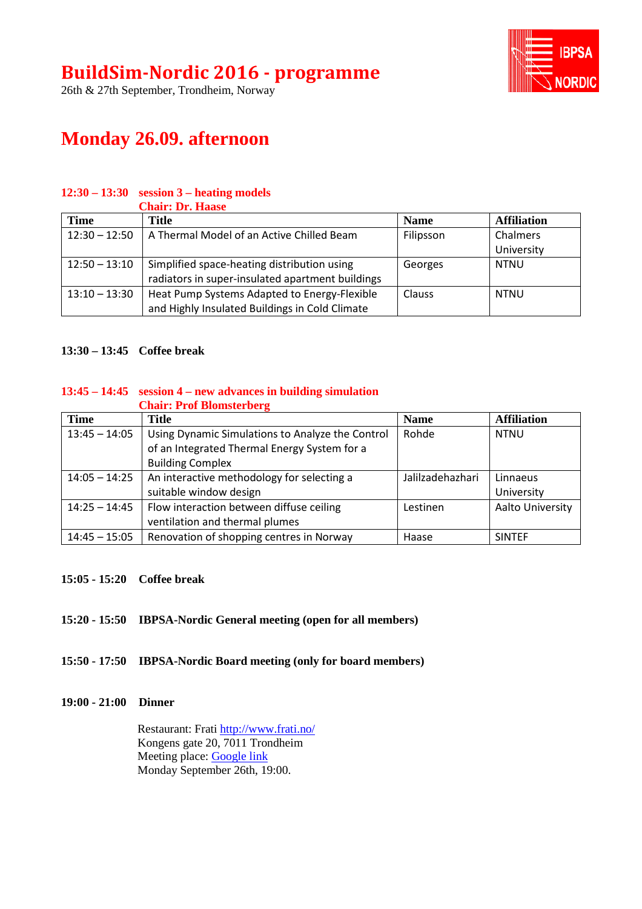# BuildSim-Nordic 2016 - programme

26th & 27th September, Trondheim, Norway

## Monday 26.09. afternoon

### 12:30 – 13:30 session 3 – heating models
**Chair: Dr. Haase**

| Time | Title | Name | Affiliation |
|---|---|---|---|
| 12:30 – 12:50 | A Thermal Model of an Active Chilled Beam | Filipsson | Chalmers University |
| 12:50 – 13:10 | Simplified space-heating distribution using radiators in super-insulated apartment buildings | Georges | NTNU |
| 13:10 – 13:30 | Heat Pump Systems Adapted to Energy-Flexible and Highly Insulated Buildings in Cold Climate | Clauss | NTNU |

**13:30 – 13:45 Coffee break**

### 13:45 – 14:45 session 4 – new advances in building simulation
**Chair: Prof Blomsterberg**

| Time | Title | Name | Affiliation |
|---|---|---|---|
| 13:45 – 14:05 | Using Dynamic Simulations to Analyze the Control of an Integrated Thermal Energy System for a Building Complex | Rohde | NTNU |
| 14:05 – 14:25 | An interactive methodology for selecting a suitable window design | Jalilzadehazhari | Linnaeus University |
| 14:25 – 14:45 | Flow interaction between diffuse ceiling ventilation and thermal plumes | Lestinen | Aalto University |
| 14:45 – 15:05 | Renovation of shopping centres in Norway | Haase | SINTEF |

**15:05 - 15:20 Coffee break**

**15:20 - 15:50 IBPSA-Nordic General meeting (open for all members)**

**15:50 - 17:50 IBPSA-Nordic Board meeting (only for board members)**

**19:00 - 21:00 Dinner**

Restaurant: Frati http://www.frati.no/
Kongens gate 20, 7011 Trondheim
Meeting place: Google link
Monday September 26th, 19:00.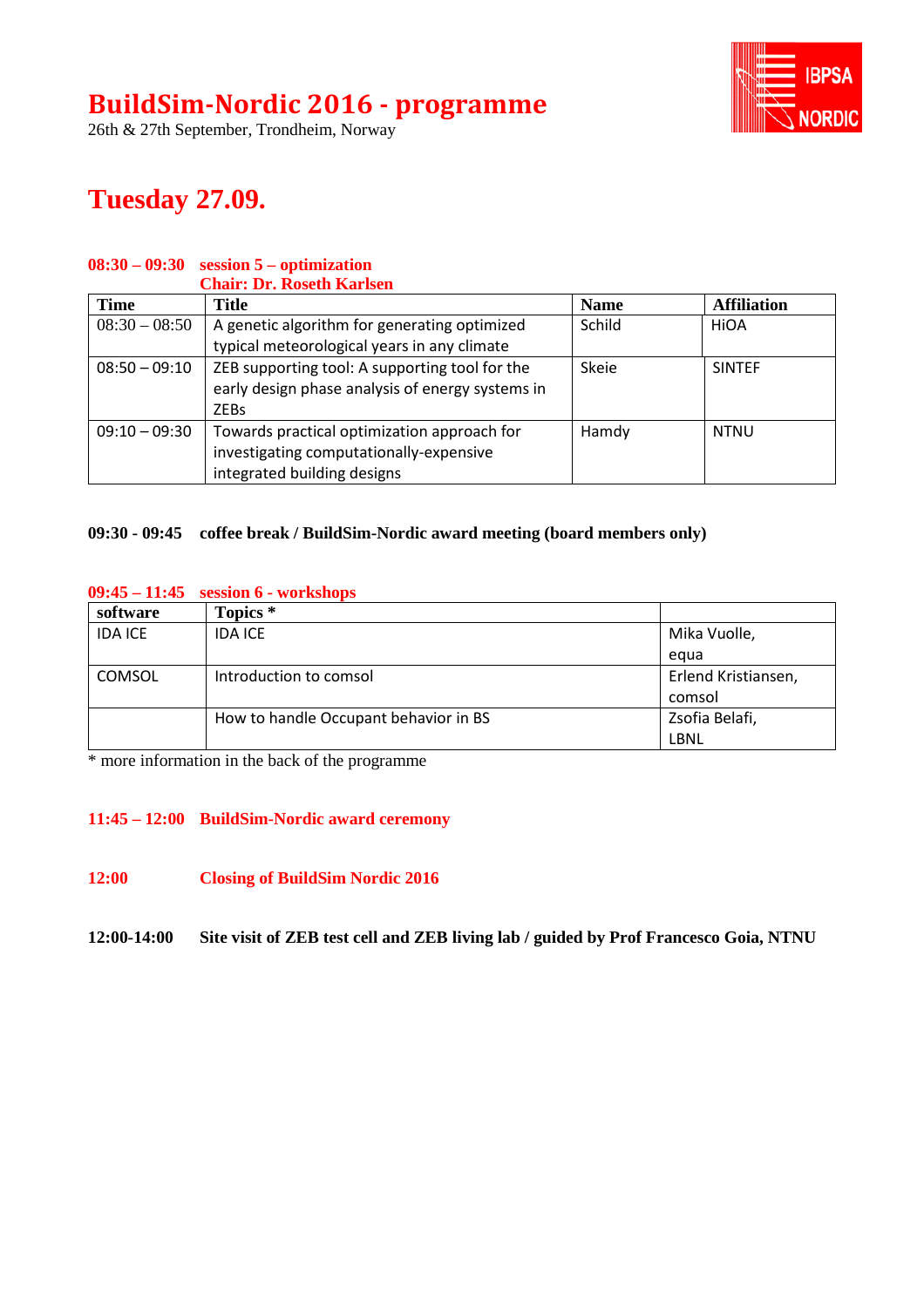# BuildSim-Nordic 2016 - programme

26th & 27th September, Trondheim, Norway

## Tuesday 27.09.

**08:30 – 09:30 session 5 – optimization**
**Chair: Dr. Roseth Karlsen**

| Time | Title | Name | Affiliation |
|---|---|---|---|
| 08:30 – 08:50 | A genetic algorithm for generating optimized typical meteorological years in any climate | Schild | HiOA |
| 08:50 – 09:10 | ZEB supporting tool: A supporting tool for the early design phase analysis of energy systems in ZEBs | Skeie | SINTEF |
| 09:10 – 09:30 | Towards practical optimization approach for investigating computationally-expensive integrated building designs | Hamdy | NTNU |

**09:30 - 09:45 coffee break / BuildSim-Nordic award meeting (board members only)**

**09:45 – 11:45 session 6 - workshops**

| software | Topics * | |
|---|---|---|
| IDA ICE | IDA ICE | Mika Vuolle, equa |
| COMSOL | Introduction to comsol | Erlend Kristiansen, comsol |
| | How to handle Occupant behavior in BS | Zsofia Belafi, LBNL |

* more information in the back of the programme

**11:45 – 12:00 BuildSim-Nordic award ceremony**

**12:00 Closing of BuildSim Nordic 2016**

**12:00-14:00 Site visit of ZEB test cell and ZEB living lab / guided by Prof Francesco Goia, NTNU**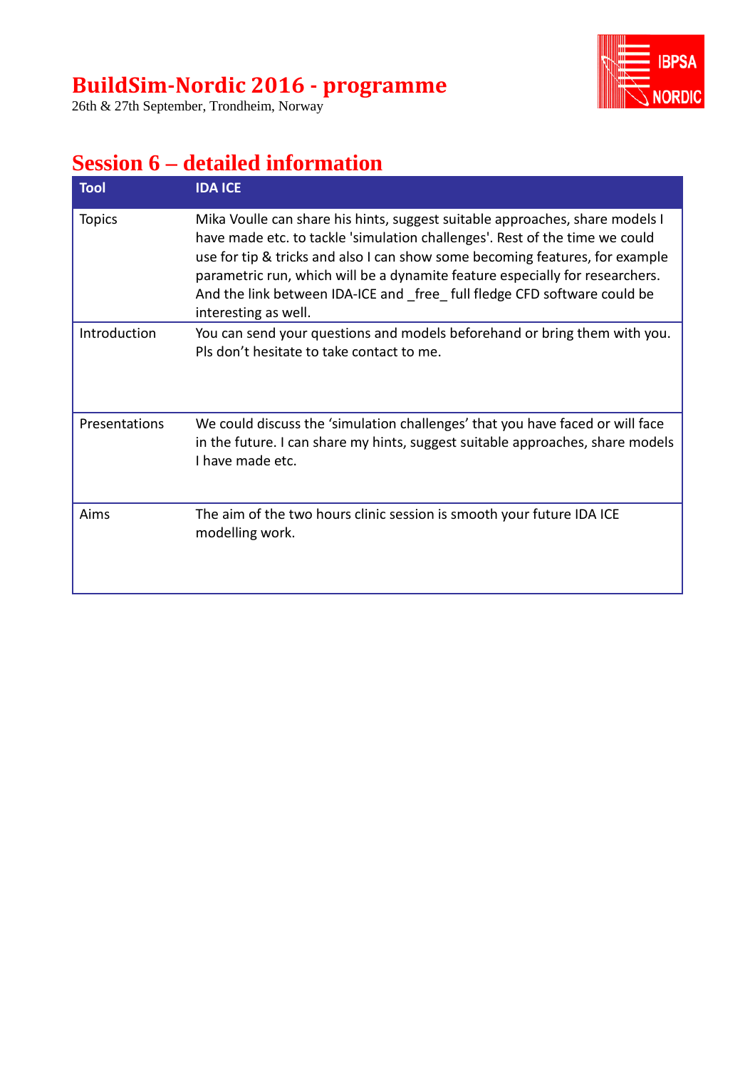# BuildSim-Nordic 2016 - programme

26th & 27th September, Trondheim, Norway

## Session 6 – detailed information

| Tool | IDA ICE |
|---|---|
| Topics | Mika Voulle can share his hints, suggest suitable approaches, share models I have made etc. to tackle 'simulation challenges'. Rest of the time we could use for tip & tricks and also I can show some becoming features, for example parametric run, which will be a dynamite feature especially for researchers. And the link between IDA-ICE and _free_ full fledge CFD software could be interesting as well. |
| Introduction | You can send your questions and models beforehand or bring them with you. Pls don't hesitate to take contact to me. |
| Presentations | We could discuss the 'simulation challenges' that you have faced or will face in the future. I can share my hints, suggest suitable approaches, share models I have made etc. |
| Aims | The aim of the two hours clinic session is smooth your future IDA ICE modelling work. |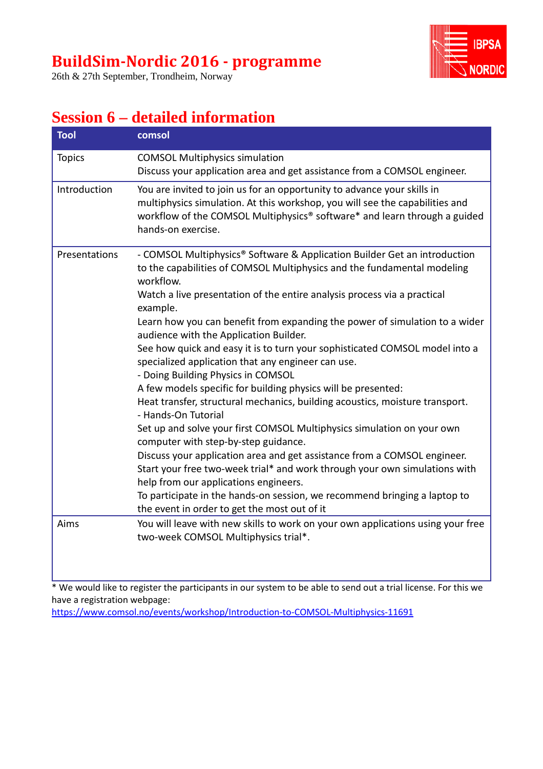# BuildSim-Nordic 2016 - programme

26th & 27th September, Trondheim, Norway

## Session 6 – detailed information

| Tool | comsol |
|---|---|
| Topics | COMSOL Multiphysics simulation<br>Discuss your application area and get assistance from a COMSOL engineer. |
| Introduction | You are invited to join us for an opportunity to advance your skills in multiphysics simulation. At this workshop, you will see the capabilities and workflow of the COMSOL Multiphysics® software* and learn through a guided hands-on exercise. |
| Presentations | - COMSOL Multiphysics® Software & Application Builder Get an introduction to the capabilities of COMSOL Multiphysics and the fundamental modeling workflow.<br>Watch a live presentation of the entire analysis process via a practical example.<br>Learn how you can benefit from expanding the power of simulation to a wider audience with the Application Builder.<br>See how quick and easy it is to turn your sophisticated COMSOL model into a specialized application that any engineer can use.<br>- Doing Building Physics in COMSOL<br>A few models specific for building physics will be presented:<br>Heat transfer, structural mechanics, building acoustics, moisture transport.<br>- Hands-On Tutorial<br>Set up and solve your first COMSOL Multiphysics simulation on your own computer with step-by-step guidance.<br>Discuss your application area and get assistance from a COMSOL engineer.<br>Start your free two-week trial* and work through your own simulations with help from our applications engineers.<br>To participate in the hands-on session, we recommend bringing a laptop to the event in order to get the most out of it |
| Aims | You will leave with new skills to work on your own applications using your free two-week COMSOL Multiphysics trial*. |

* We would like to register the participants in our system to be able to send out a trial license. For this we have a registration webpage:
https://www.comsol.no/events/workshop/Introduction-to-COMSOL-Multiphysics-11691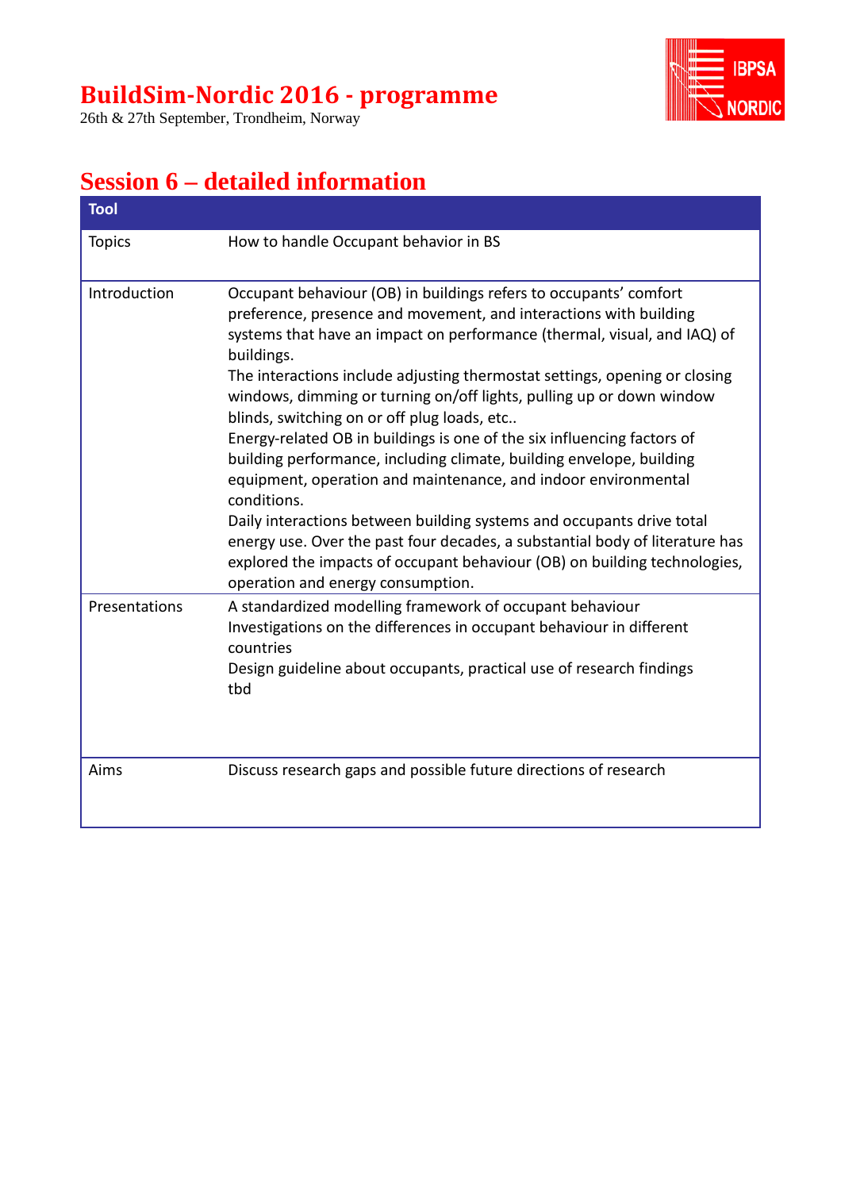# BuildSim-Nordic 2016 - programme

26th & 27th September, Trondheim, Norway

## Session 6 – detailed information

| Tool | |
|---|---|
| Topics | How to handle Occupant behavior in BS |
| Introduction | Occupant behaviour (OB) in buildings refers to occupants' comfort preference, presence and movement, and interactions with building systems that have an impact on performance (thermal, visual, and IAQ) of buildings.<br>The interactions include adjusting thermostat settings, opening or closing windows, dimming or turning on/off lights, pulling up or down window blinds, switching on or off plug loads, etc..<br>Energy-related OB in buildings is one of the six influencing factors of building performance, including climate, building envelope, building equipment, operation and maintenance, and indoor environmental conditions.<br>Daily interactions between building systems and occupants drive total energy use. Over the past four decades, a substantial body of literature has explored the impacts of occupant behaviour (OB) on building technologies, operation and energy consumption. |
| Presentations | A standardized modelling framework of occupant behaviour<br>Investigations on the differences in occupant behaviour in different countries<br>Design guideline about occupants, practical use of research findings<br>tbd |
| Aims | Discuss research gaps and possible future directions of research |